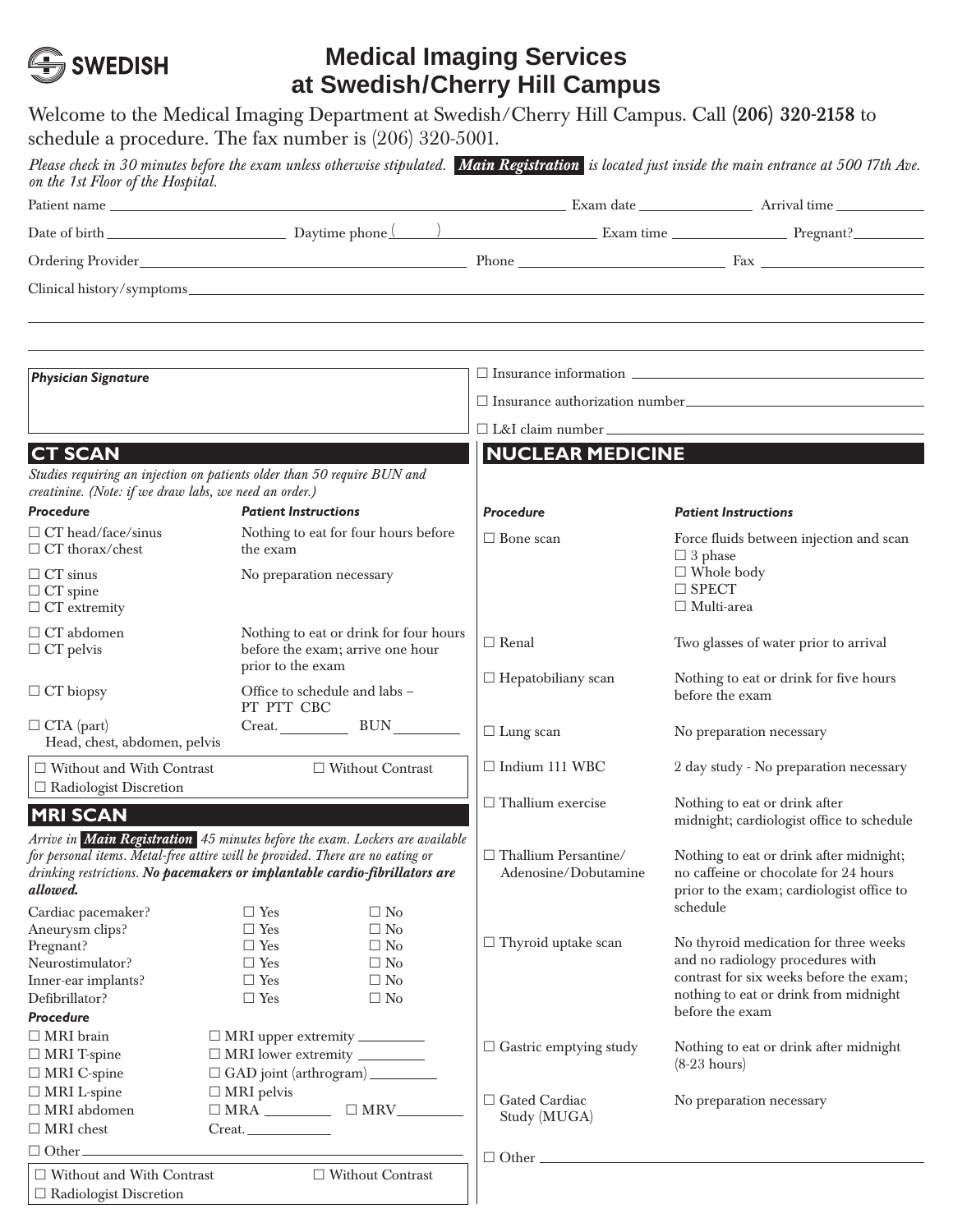SWEDISH

# Medical Imaging Services at Swedish/Cherry Hill Campus

Welcome to the Medical Imaging Department at Swedish/Cherry Hill Campus. Call **(206) 320-2158** to schedule a procedure. The fax number is (206) 320-5001.

*Please check in 30 minutes before the exam unless otherwise stipulated.* ***Main Registration*** *is located just inside the main entrance at 500 17th Ave. on the 1st Floor of the Hospital.*

Patient name ________________ Exam date ________ Arrival time ________

Date of birth ________ Daytime phone (    ) ________ Exam time ________ Pregnant? ________

Ordering Provider ________________ Phone ________ Fax ________

Clinical history/symptoms ________________________________

***Physician Signature***

☐ Insurance information ________________

☐ Insurance authorization number ________________

☐ L&I claim number ________________

## CT SCAN

*Studies requiring an injection on patients older than 50 require BUN and creatinine. (Note: if we draw labs, we need an order.)*

| ***Procedure*** | ***Patient Instructions*** |
|---|---|
| ☐ CT head/face/sinus<br>☐ CT thorax/chest | Nothing to eat for four hours before the exam |
| ☐ CT sinus<br>☐ CT spine<br>☐ CT extremity | No preparation necessary |
| ☐ CT abdomen<br>☐ CT pelvis | Nothing to eat or drink for four hours before the exam; arrive one hour prior to the exam |
| ☐ CT biopsy | Office to schedule and labs – PT PTT CBC |
| ☐ CTA (part)<br>Head, chest, abdomen, pelvis | Creat. ________ BUN ________ |

☐ Without and With Contrast ☐ Without Contrast
☐ Radiologist Discretion

## MRI SCAN

*Arrive in* ***Main Registration*** *45 minutes before the exam. Lockers are available for personal items. Metal-free attire will be provided. There are no eating or drinking restrictions.* ***No pacemakers or implantable cardio-fibrillators are allowed.***

| | | |
|---|---|---|
| Cardiac pacemaker? | ☐ Yes | ☐ No |
| Aneurysm clips? | ☐ Yes | ☐ No |
| Pregnant? | ☐ Yes | ☐ No |
| Neurostimulator? | ☐ Yes | ☐ No |
| Inner-ear implants? | ☐ Yes | ☐ No |
| Defibrillator? | ☐ Yes | ☐ No |

***Procedure***

| | |
|---|---|
| ☐ MRI brain | ☐ MRI upper extremity ________ |
| ☐ MRI T-spine | ☐ MRI lower extremity ________ |
| ☐ MRI C-spine | ☐ GAD joint (arthrogram) ________ |
| ☐ MRI L-spine | ☐ MRI pelvis |
| ☐ MRI abdomen | ☐ MRA ________ ☐ MRV ________ |
| ☐ MRI chest | Creat. ________ |

☐ Other ________________

☐ Without and With Contrast ☐ Without Contrast
☐ Radiologist Discretion

## NUCLEAR MEDICINE

| ***Procedure*** | ***Patient Instructions*** |
|---|---|
| ☐ Bone scan | Force fluids between injection and scan<br>☐ 3 phase<br>☐ Whole body<br>☐ SPECT<br>☐ Multi-area |
| ☐ Renal | Two glasses of water prior to arrival |
| ☐ Hepatobiliany scan | Nothing to eat or drink for five hours before the exam |
| ☐ Lung scan | No preparation necessary |
| ☐ Indium 111 WBC | 2 day study - No preparation necessary |
| ☐ Thallium exercise | Nothing to eat or drink after midnight; cardiologist office to schedule |
| ☐ Thallium Persantine/ Adenosine/Dobutamine | Nothing to eat or drink after midnight; no caffeine or chocolate for 24 hours prior to the exam; cardiologist office to schedule |
| ☐ Thyroid uptake scan | No thyroid medication for three weeks and no radiology procedures with contrast for six weeks before the exam; nothing to eat or drink from midnight before the exam |
| ☐ Gastric emptying study | Nothing to eat or drink after midnight (8-23 hours) |
| ☐ Gated Cardiac Study (MUGA) | No preparation necessary |

☐ Other ________________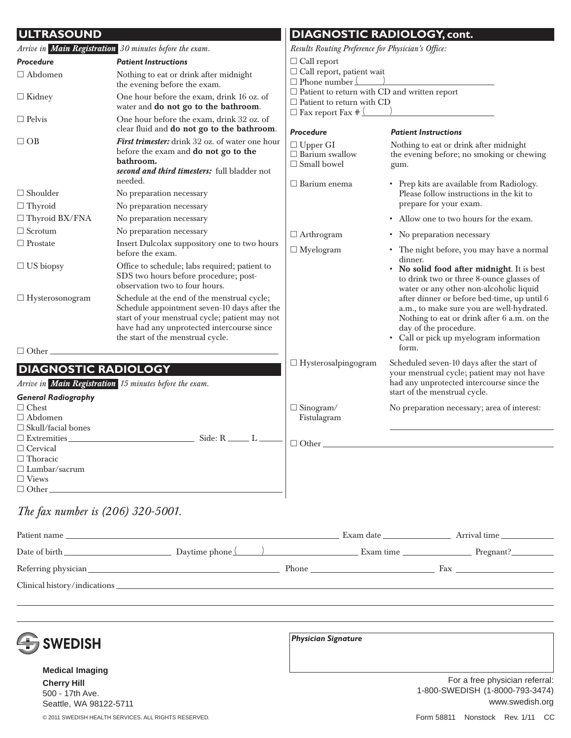## ULTRASOUND

*Arrive in* ***Main Registration*** *30 minutes before the exam.*

| ***Procedure*** | ***Patient Instructions*** |
|---|---|
| ☐ Abdomen | Nothing to eat or drink after midnight the evening before the exam. |
| ☐ Kidney | One hour before the exam, drink 16 oz. of water and **do not go to the bathroom**. |
| ☐ Pelvis | One hour before the exam, drink 32 oz. of clear fluid and **do not go to the bathroom**. |
| ☐ OB | ***First trimester:*** drink 32 oz. of water one hour before the exam and **do not go to the bathroom.** ***second and third timesters:*** full bladder not needed. |
| ☐ Shoulder | No preparation necessary |
| ☐ Thyroid | No preparation necessary |
| ☐ Thyroid BX/FNA | No preparation necessary |
| ☐ Scrotum | No preparation necessary |
| ☐ Prostate | Insert Dulcolax suppository one to two hours before the exam. |
| ☐ US biopsy | Office to schedule; labs required; patient to SDS two hours before procedure; post-observation two to four hours. |
| ☐ Hysterosonogram | Schedule at the end of the menstrual cycle; Schedule appointment seven-10 days after the start of your menstrual cycle; patient may not have had any unprotected intercourse since the start of the menstrual cycle. |

☐ Other ______________________________

## DIAGNOSTIC RADIOLOGY

*Arrive in* ***Main Registration*** *15 minutes before the exam.*

***General Radiography***

☐ Chest
☐ Abdomen
☐ Skull/facial bones
☐ Extremities ______________ Side: R _____ L _____
☐ Cervical
☐ Thoracic
☐ Lumbar/sacrum
☐ Views
☐ Other ______________________________

## DIAGNOSTIC RADIOLOGY, cont.

*Results Routing Preference for Physician's Office:*

☐ Call report
☐ Call report, patient wait
☐ Phone number (______) ______________
☐ Patient to return with CD and written report
☐ Patient to return with CD
☐ Fax report Fax # (______) ______________

| ***Procedure*** | ***Patient Instructions*** |
|---|---|
| ☐ Upper GI<br>☐ Barium swallow<br>☐ Small bowel | Nothing to eat or drink after midnight the evening before; no smoking or chewing gum. |
| ☐ Barium enema | • Prep kits are available from Radiology. Please follow instructions in the kit to prepare for your exam.<br>• Allow one to two hours for the exam. |
| ☐ Arthrogram | • No preparation necessary |
| ☐ Myelogram | • The night before, you may have a normal dinner.<br>• **No solid food after midnight**. It is best to drink two or three 8-ounce glasses of water or any other non-alcoholic liquid after dinner or before bed-time, up until 6 a.m., to make sure you are well-hydrated. Nothing to eat or drink after 6 a.m. on the day of the procedure.<br>• Call or pick up myelogram information form. |
| ☐ Hysterosalpingogram | Scheduled seven-10 days after the start of your menstrual cycle; patient may not have had any unprotected intercourse since the start of the menstrual cycle. |
| ☐ Sinogram/ Fistulagram | No preparation necessary; area of interest: ______________ |

☐ Other ______________________________

*The fax number is (206) 320-5001.*

Patient name ______________________ Exam date ______________ Arrival time ______________

Date of birth ______________ Daytime phone (______) ______________ Exam time ______________ Pregnant? ______________

Referring physician ______________________ Phone ______________ Fax ______________

Clinical history/indications ______________________________________________

______________________________________________

______________________________________________

***Physician Signature***

SWEDISH

**Medical Imaging**

**Cherry Hill**
500 - 17th Ave.
Seattle, WA 98122-5711

For a free physician referral:
1-800-SWEDISH (1-8000-793-3474)
www.swedish.org

© 2011 SWEDISH HEALTH SERVICES. ALL RIGHTS RESERVED.

Form 58811 Nonstock Rev. 1/11 CC